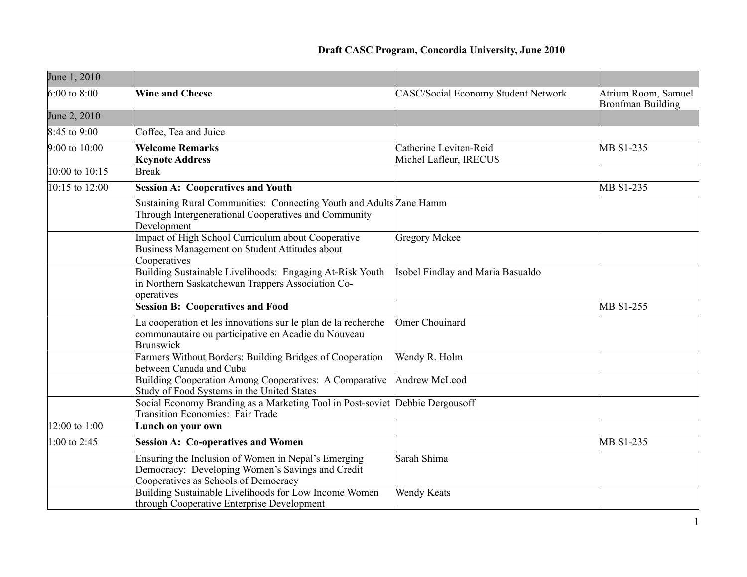# Draft CASC Program, Concordia University, June 2010

| June 1, 2010 | | | |
|---|---|---|---|
| 6:00 to 8:00 | **Wine and Cheese** | CASC/Social Economy Student Network | Atrium Room, Samuel Bronfman Building |
| June 2, 2010 | | | |
| 8:45 to 9:00 | Coffee, Tea and Juice | | |
| 9:00 to 10:00 | **Welcome Remarks**<br>**Keynote Address** | Catherine Leviten-Reid<br>Michel Lafleur, IRECUS | MB S1-235 |
| 10:00 to 10:15 | Break | | |
| 10:15 to 12:00 | **Session A: Cooperatives and Youth** | | MB S1-235 |
| | Sustaining Rural Communities: Connecting Youth and Adults Through Intergenerational Cooperatives and Community Development | Zane Hamm | |
| | Impact of High School Curriculum about Cooperative Business Management on Student Attitudes about Cooperatives | Gregory Mckee | |
| | Building Sustainable Livelihoods: Engaging At-Risk Youth in Northern Saskatchewan Trappers Association Co-operatives | Isobel Findlay and Maria Basualdo | |
| | **Session B: Cooperatives and Food** | | MB S1-255 |
| | La cooperation et les innovations sur le plan de la recherche communautaire ou participative en Acadie du Nouveau Brunswick | Omer Chouinard | |
| | Farmers Without Borders: Building Bridges of Cooperation between Canada and Cuba | Wendy R. Holm | |
| | Building Cooperation Among Cooperatives: A Comparative Study of Food Systems in the United States | Andrew McLeod | |
| | Social Economy Branding as a Marketing Tool in Post-soviet Transition Economies: Fair Trade | Debbie Dergousoff | |
| 12:00 to 1:00 | **Lunch on your own** | | |
| 1:00 to 2:45 | **Session A: Co-operatives and Women** | | MB S1-235 |
| | Ensuring the Inclusion of Women in Nepal's Emerging Democracy: Developing Women's Savings and Credit Cooperatives as Schools of Democracy | Sarah Shima | |
| | Building Sustainable Livelihoods for Low Income Women through Cooperative Enterprise Development | Wendy Keats | |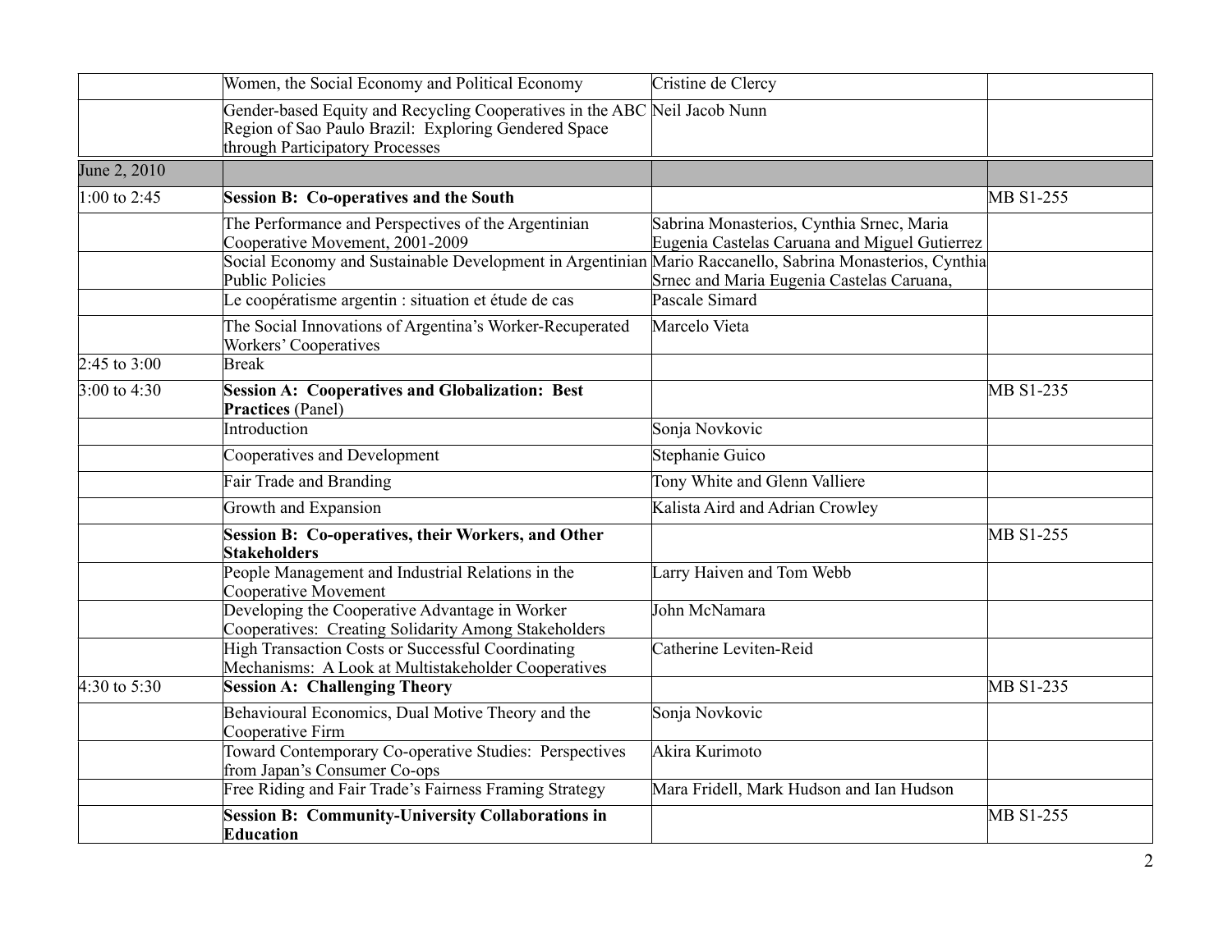| | | | |
|---|---|---|---|
| | Women, the Social Economy and Political Economy | Cristine de Clercy | |
| | Gender-based Equity and Recycling Cooperatives in the ABC Region of Sao Paulo Brazil: Exploring Gendered Space through Participatory Processes | Neil Jacob Nunn | |
| June 2, 2010 | | | |
| 1:00 to 2:45 | **Session B: Co-operatives and the South** | | MB S1-255 |
| | The Performance and Perspectives of the Argentinian Cooperative Movement, 2001-2009 | Sabrina Monasterios, Cynthia Srnec, Maria Eugenia Castelas Caruana and Miguel Gutierrez | |
| | Social Economy and Sustainable Development in Argentinian Public Policies | Mario Raccanello, Sabrina Monasterios, Cynthia Srnec and Maria Eugenia Castelas Caruana, | |
| | Le coopératisme argentin : situation et étude de cas | Pascale Simard | |
| | The Social Innovations of Argentina's Worker-Recuperated Workers' Cooperatives | Marcelo Vieta | |
| 2:45 to 3:00 | Break | | |
| 3:00 to 4:30 | **Session A: Cooperatives and Globalization: Best Practices** (Panel) | | MB S1-235 |
| | Introduction | Sonja Novkovic | |
| | Cooperatives and Development | Stephanie Guico | |
| | Fair Trade and Branding | Tony White and Glenn Valliere | |
| | Growth and Expansion | Kalista Aird and Adrian Crowley | |
| | **Session B: Co-operatives, their Workers, and Other Stakeholders** | | MB S1-255 |
| | People Management and Industrial Relations in the Cooperative Movement | Larry Haiven and Tom Webb | |
| | Developing the Cooperative Advantage in Worker Cooperatives: Creating Solidarity Among Stakeholders | John McNamara | |
| | High Transaction Costs or Successful Coordinating Mechanisms: A Look at Multistakeholder Cooperatives | Catherine Leviten-Reid | |
| 4:30 to 5:30 | **Session A: Challenging Theory** | | MB S1-235 |
| | Behavioural Economics, Dual Motive Theory and the Cooperative Firm | Sonja Novkovic | |
| | Toward Contemporary Co-operative Studies: Perspectives from Japan's Consumer Co-ops | Akira Kurimoto | |
| | Free Riding and Fair Trade's Fairness Framing Strategy | Mara Fridell, Mark Hudson and Ian Hudson | |
| | **Session B: Community-University Collaborations in Education** | | MB S1-255 |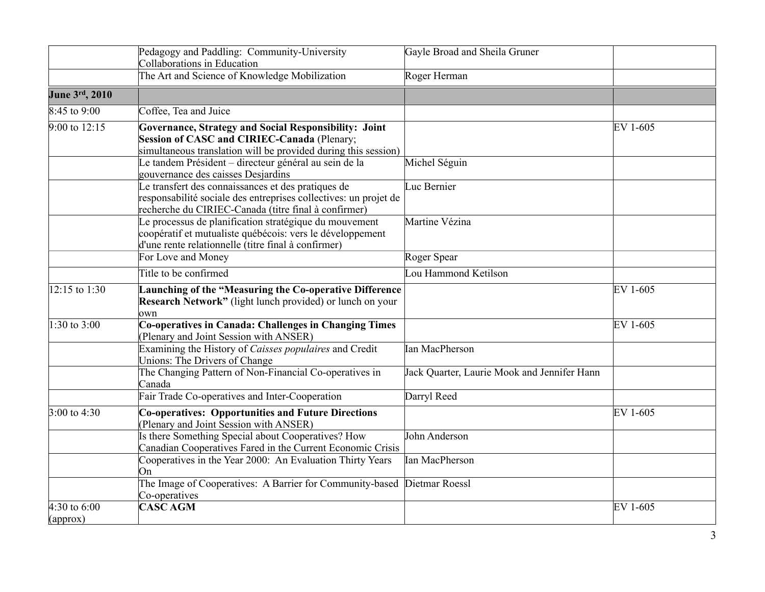| | | | |
|---|---|---|---|
| | Pedagogy and Paddling: Community-University Collaborations in Education | Gayle Broad and Sheila Gruner | |
| | The Art and Science of Knowledge Mobilization | Roger Herman | |
| **June 3rd, 2010** | | | |
| 8:45 to 9:00 | Coffee, Tea and Juice | | |
| 9:00 to 12:15 | **Governance, Strategy and Social Responsibility: Joint Session of CASC and CIRIEC-Canada** (Plenary; simultaneous translation will be provided during this session) | | EV 1-605 |
| | Le tandem Président – directeur général au sein de la gouvernance des caisses Desjardins | Michel Séguin | |
| | Le transfert des connaissances et des pratiques de responsabilité sociale des entreprises collectives: un projet de recherche du CIRIEC-Canada (titre final à confirmer) | Luc Bernier | |
| | Le processus de planification stratégique du mouvement coopératif et mutualiste québécois: vers le développement d'une rente relationnelle (titre final à confirmer) | Martine Vézina | |
| | For Love and Money | Roger Spear | |
| | Title to be confirmed | Lou Hammond Ketilson | |
| 12:15 to 1:30 | **Launching of the "Measuring the Co-operative Difference Research Network"** (light lunch provided) or lunch on your own | | EV 1-605 |
| 1:30 to 3:00 | **Co-operatives in Canada: Challenges in Changing Times** (Plenary and Joint Session with ANSER) | | EV 1-605 |
| | Examining the History of *Caisses populaires* and Credit Unions: The Drivers of Change | Ian MacPherson | |
| | The Changing Pattern of Non-Financial Co-operatives in Canada | Jack Quarter, Laurie Mook and Jennifer Hann | |
| | Fair Trade Co-operatives and Inter-Cooperation | Darryl Reed | |
| 3:00 to 4:30 | **Co-operatives: Opportunities and Future Directions** (Plenary and Joint Session with ANSER) | | EV 1-605 |
| | Is there Something Special about Cooperatives? How Canadian Cooperatives Fared in the Current Economic Crisis | John Anderson | |
| | Cooperatives in the Year 2000: An Evaluation Thirty Years On | Ian MacPherson | |
| | The Image of Cooperatives: A Barrier for Community-based Co-operatives | Dietmar Roessl | |
| 4:30 to 6:00 (approx) | **CASC AGM** | | EV 1-605 |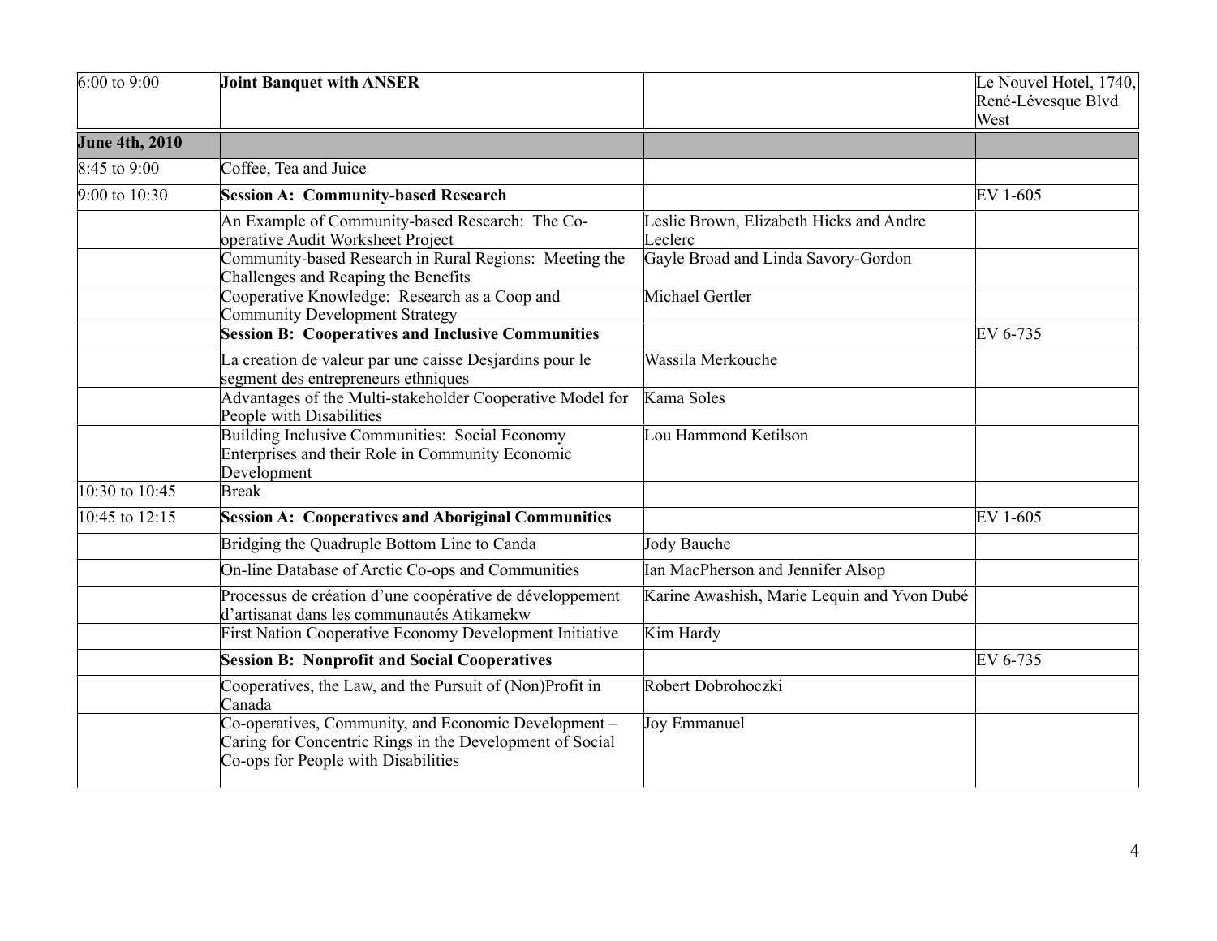| | | | |
|---|---|---|---|
| 6:00 to 9:00 | **Joint Banquet with ANSER** | | Le Nouvel Hotel, 1740, René-Lévesque Blvd West |
| **June 4th, 2010** | | | |
| 8:45 to 9:00 | Coffee, Tea and Juice | | |
| 9:00 to 10:30 | **Session A: Community-based Research** | | EV 1-605 |
| | An Example of Community-based Research: The Co-operative Audit Worksheet Project | Leslie Brown, Elizabeth Hicks and Andre Leclerc | |
| | Community-based Research in Rural Regions: Meeting the Challenges and Reaping the Benefits | Gayle Broad and Linda Savory-Gordon | |
| | Cooperative Knowledge: Research as a Coop and Community Development Strategy | Michael Gertler | |
| | **Session B: Cooperatives and Inclusive Communities** | | EV 6-735 |
| | La creation de valeur par une caisse Desjardins pour le segment des entrepreneurs ethniques | Wassila Merkouche | |
| | Advantages of the Multi-stakeholder Cooperative Model for People with Disabilities | Kama Soles | |
| | Building Inclusive Communities: Social Economy Enterprises and their Role in Community Economic Development | Lou Hammond Ketilson | |
| 10:30 to 10:45 | Break | | |
| 10:45 to 12:15 | **Session A: Cooperatives and Aboriginal Communities** | | EV 1-605 |
| | Bridging the Quadruple Bottom Line to Canda | Jody Bauche | |
| | On-line Database of Arctic Co-ops and Communities | Ian MacPherson and Jennifer Alsop | |
| | Processus de création d'une coopérative de développement d'artisanat dans les communautés Atikamekw | Karine Awashish, Marie Lequin and Yvon Dubé | |
| | First Nation Cooperative Economy Development Initiative | Kim Hardy | |
| | **Session B: Nonprofit and Social Cooperatives** | | EV 6-735 |
| | Cooperatives, the Law, and the Pursuit of (Non)Profit in Canada | Robert Dobrohoczki | |
| | Co-operatives, Community, and Economic Development – Caring for Concentric Rings in the Development of Social Co-ops for People with Disabilities | Joy Emmanuel | |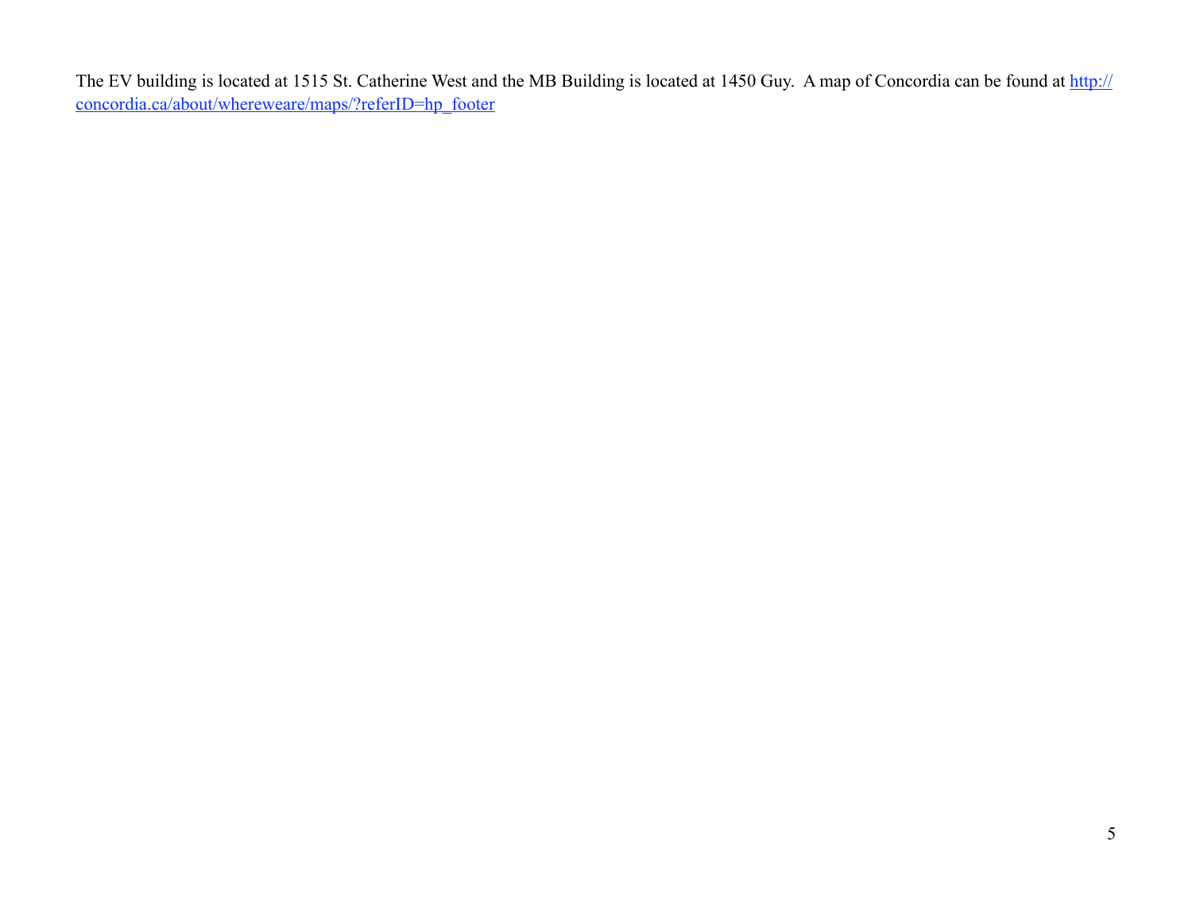The EV building is located at 1515 St. Catherine West and the MB Building is located at 1450 Guy.  A map of Concordia can be found at http://concordia.ca/about/whereweare/maps/?referID=hp_footer